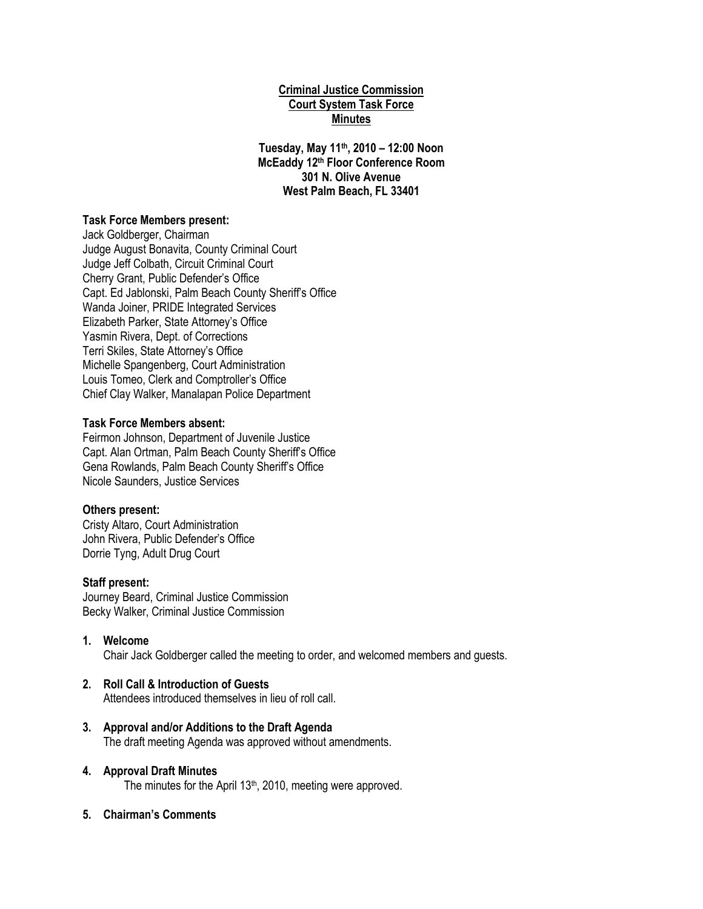**Criminal Justice Commission**
**Court System Task Force**
**Minutes**

**Tuesday, May 11th, 2010 – 12:00 Noon**
**McEaddy 12th Floor Conference Room**
**301 N. Olive Avenue**
**West Palm Beach, FL 33401**

**Task Force Members present:**
Jack Goldberger, Chairman
Judge August Bonavita, County Criminal Court
Judge Jeff Colbath, Circuit Criminal Court
Cherry Grant, Public Defender's Office
Capt. Ed Jablonski, Palm Beach County Sheriff's Office
Wanda Joiner, PRIDE Integrated Services
Elizabeth Parker, State Attorney's Office
Yasmin Rivera, Dept. of Corrections
Terri Skiles, State Attorney's Office
Michelle Spangenberg, Court Administration
Louis Tomeo, Clerk and Comptroller's Office
Chief Clay Walker, Manalapan Police Department

**Task Force Members absent:**
Feirmon Johnson, Department of Juvenile Justice
Capt. Alan Ortman, Palm Beach County Sheriff's Office
Gena Rowlands, Palm Beach County Sheriff's Office
Nicole Saunders, Justice Services

**Others present:**
Cristy Altaro, Court Administration
John Rivera, Public Defender's Office
Dorrie Tyng, Adult Drug Court

**Staff present:**
Journey Beard, Criminal Justice Commission
Becky Walker, Criminal Justice Commission

1. **Welcome**
   Chair Jack Goldberger called the meeting to order, and welcomed members and guests.

2. **Roll Call & Introduction of Guests**
   Attendees introduced themselves in lieu of roll call.

3. **Approval and/or Additions to the Draft Agenda**
   The draft meeting Agenda was approved without amendments.

4. **Approval Draft Minutes**
   The minutes for the April 13th, 2010, meeting were approved.

5. **Chairman's Comments**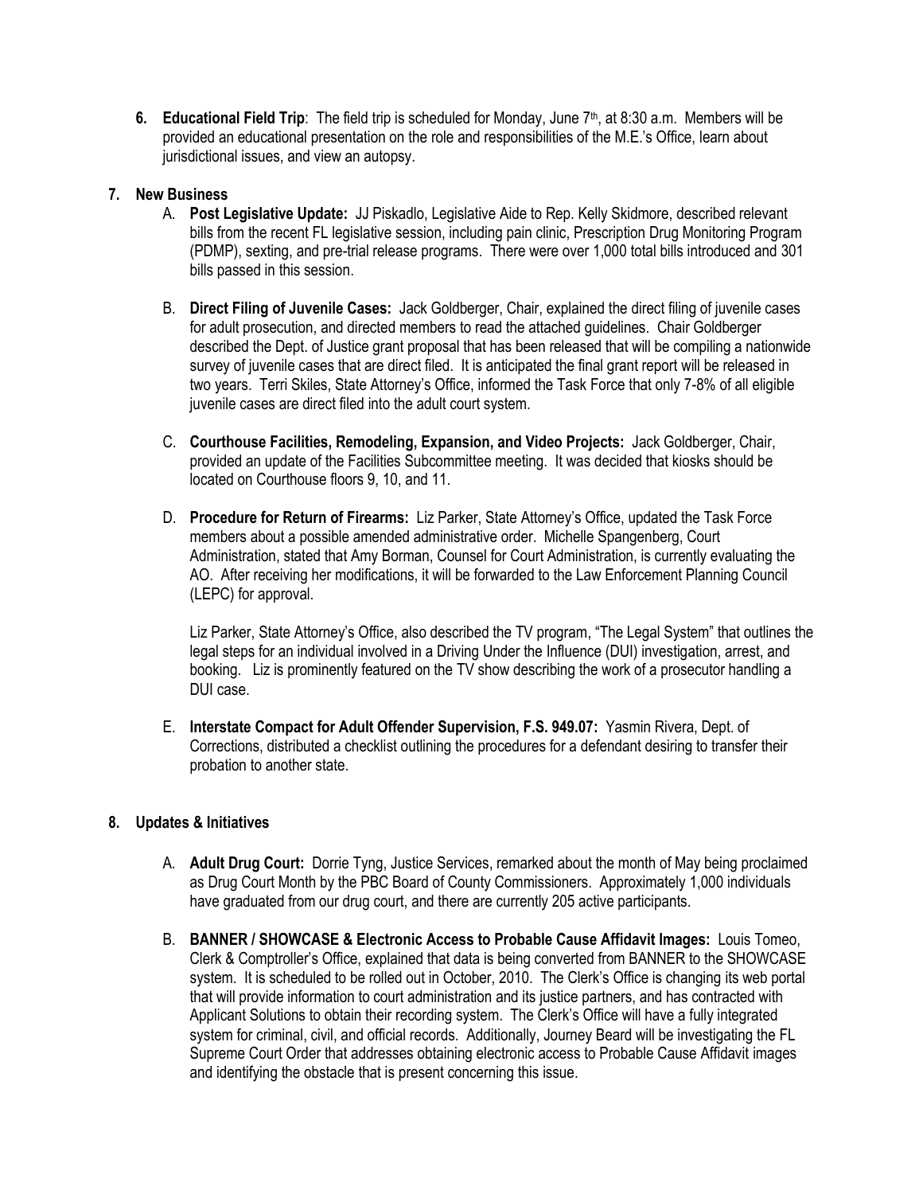6. **Educational Field Trip**: The field trip is scheduled for Monday, June 7th, at 8:30 a.m. Members will be provided an educational presentation on the role and responsibilities of the M.E.'s Office, learn about jurisdictional issues, and view an autopsy.

7. **New Business**

   A. **Post Legislative Update:** JJ Piskadlo, Legislative Aide to Rep. Kelly Skidmore, described relevant bills from the recent FL legislative session, including pain clinic, Prescription Drug Monitoring Program (PDMP), sexting, and pre-trial release programs. There were over 1,000 total bills introduced and 301 bills passed in this session.

   B. **Direct Filing of Juvenile Cases:** Jack Goldberger, Chair, explained the direct filing of juvenile cases for adult prosecution, and directed members to read the attached guidelines. Chair Goldberger described the Dept. of Justice grant proposal that has been released that will be compiling a nationwide survey of juvenile cases that are direct filed. It is anticipated the final grant report will be released in two years. Terri Skiles, State Attorney's Office, informed the Task Force that only 7-8% of all eligible juvenile cases are direct filed into the adult court system.

   C. **Courthouse Facilities, Remodeling, Expansion, and Video Projects:** Jack Goldberger, Chair, provided an update of the Facilities Subcommittee meeting. It was decided that kiosks should be located on Courthouse floors 9, 10, and 11.

   D. **Procedure for Return of Firearms:** Liz Parker, State Attorney's Office, updated the Task Force members about a possible amended administrative order. Michelle Spangenberg, Court Administration, stated that Amy Borman, Counsel for Court Administration, is currently evaluating the AO. After receiving her modifications, it will be forwarded to the Law Enforcement Planning Council (LEPC) for approval.

      Liz Parker, State Attorney's Office, also described the TV program, "The Legal System" that outlines the legal steps for an individual involved in a Driving Under the Influence (DUI) investigation, arrest, and booking. Liz is prominently featured on the TV show describing the work of a prosecutor handling a DUI case.

   E. **Interstate Compact for Adult Offender Supervision, F.S. 949.07:** Yasmin Rivera, Dept. of Corrections, distributed a checklist outlining the procedures for a defendant desiring to transfer their probation to another state.

8. **Updates & Initiatives**

   A. **Adult Drug Court:** Dorrie Tyng, Justice Services, remarked about the month of May being proclaimed as Drug Court Month by the PBC Board of County Commissioners. Approximately 1,000 individuals have graduated from our drug court, and there are currently 205 active participants.

   B. **BANNER / SHOWCASE & Electronic Access to Probable Cause Affidavit Images:** Louis Tomeo, Clerk & Comptroller's Office, explained that data is being converted from BANNER to the SHOWCASE system. It is scheduled to be rolled out in October, 2010. The Clerk's Office is changing its web portal that will provide information to court administration and its justice partners, and has contracted with Applicant Solutions to obtain their recording system. The Clerk's Office will have a fully integrated system for criminal, civil, and official records. Additionally, Journey Beard will be investigating the FL Supreme Court Order that addresses obtaining electronic access to Probable Cause Affidavit images and identifying the obstacle that is present concerning this issue.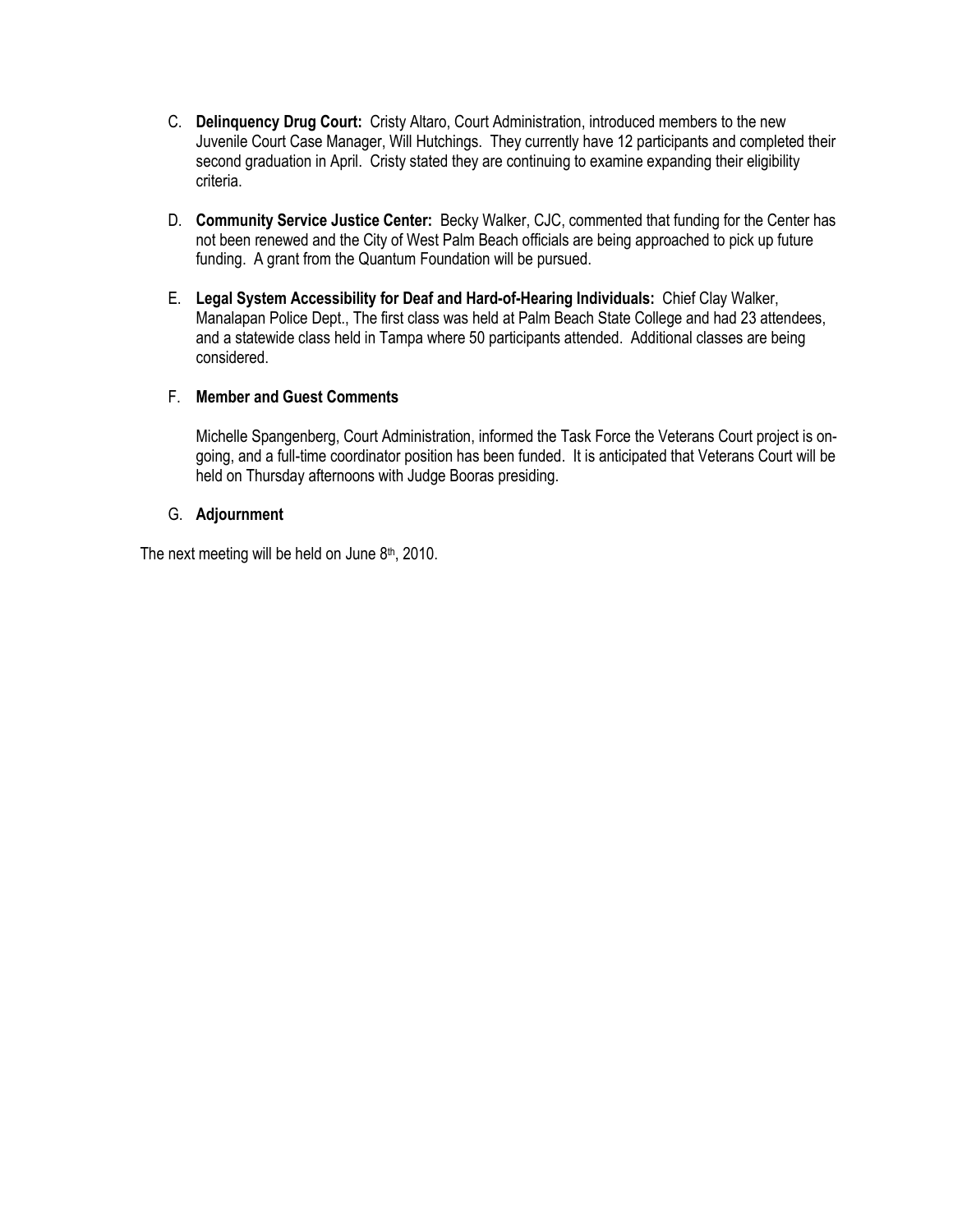C. **Delinquency Drug Court:** Cristy Altaro, Court Administration, introduced members to the new Juvenile Court Case Manager, Will Hutchings. They currently have 12 participants and completed their second graduation in April. Cristy stated they are continuing to examine expanding their eligibility criteria.

D. **Community Service Justice Center:** Becky Walker, CJC, commented that funding for the Center has not been renewed and the City of West Palm Beach officials are being approached to pick up future funding. A grant from the Quantum Foundation will be pursued.

E. **Legal System Accessibility for Deaf and Hard-of-Hearing Individuals:** Chief Clay Walker, Manalapan Police Dept., The first class was held at Palm Beach State College and had 23 attendees, and a statewide class held in Tampa where 50 participants attended. Additional classes are being considered.

F. **Member and Guest Comments**

Michelle Spangenberg, Court Administration, informed the Task Force the Veterans Court project is on-going, and a full-time coordinator position has been funded. It is anticipated that Veterans Court will be held on Thursday afternoons with Judge Booras presiding.

G. **Adjournment**

The next meeting will be held on June 8th, 2010.